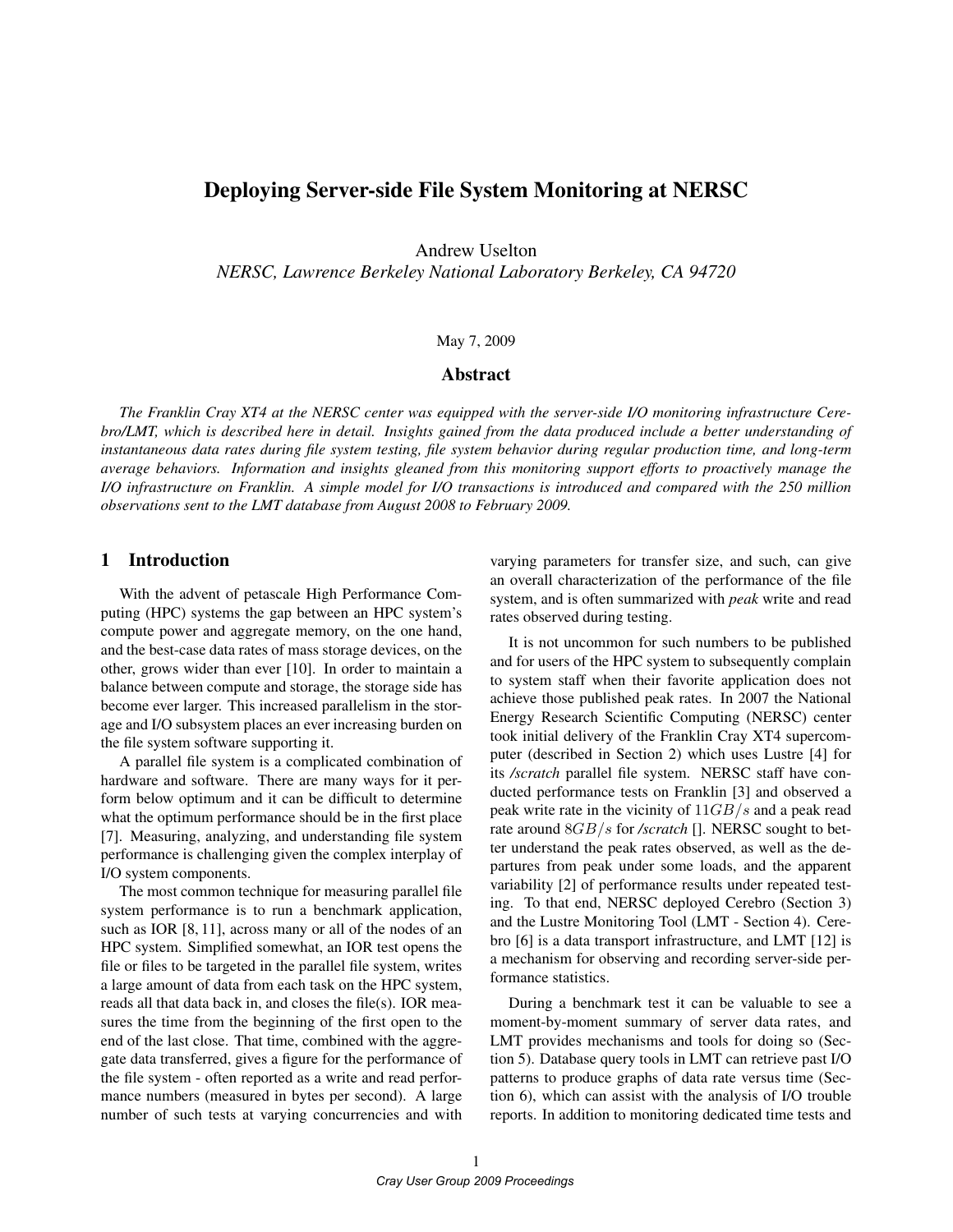# Deploying Server-side File System Monitoring at NERSC

Andrew Uselton

*NERSC, Lawrence Berkeley National Laboratory Berkeley, CA 94720*

May 7, 2009

## Abstract

*The Franklin Cray XT4 at the NERSC center was equipped with the server-side I/O monitoring infrastructure Cerebro/LMT, which is described here in detail. Insights gained from the data produced include a better understanding of instantaneous data rates during file system testing, file system behavior during regular production time, and long-term average behaviors. Information and insights gleaned from this monitoring support efforts to proactively manage the I/O infrastructure on Franklin. A simple model for I/O transactions is introduced and compared with the 250 million observations sent to the LMT database from August 2008 to February 2009.*

## 1 Introduction

With the advent of petascale High Performance Computing (HPC) systems the gap between an HPC system's compute power and aggregate memory, on the one hand, and the best-case data rates of mass storage devices, on the other, grows wider than ever [10]. In order to maintain a balance between compute and storage, the storage side has become ever larger. This increased parallelism in the storage and I/O subsystem places an ever increasing burden on the file system software supporting it.

A parallel file system is a complicated combination of hardware and software. There are many ways for it perform below optimum and it can be difficult to determine what the optimum performance should be in the first place [7]. Measuring, analyzing, and understanding file system performance is challenging given the complex interplay of I/O system components.

The most common technique for measuring parallel file system performance is to run a benchmark application, such as IOR [8, 11], across many or all of the nodes of an HPC system. Simplified somewhat, an IOR test opens the file or files to be targeted in the parallel file system, writes a large amount of data from each task on the HPC system, reads all that data back in, and closes the file(s). IOR measures the time from the beginning of the first open to the end of the last close. That time, combined with the aggregate data transferred, gives a figure for the performance of the file system - often reported as a write and read performance numbers (measured in bytes per second). A large number of such tests at varying concurrencies and with varying parameters for transfer size, and such, can give an overall characterization of the performance of the file system, and is often summarized with *peak* write and read rates observed during testing.

It is not uncommon for such numbers to be published and for users of the HPC system to subsequently complain to system staff when their favorite application does not achieve those published peak rates. In 2007 the National Energy Research Scientific Computing (NERSC) center took initial delivery of the Franklin Cray XT4 supercomputer (described in Section 2) which uses Lustre [4] for its */scratch* parallel file system. NERSC staff have conducted performance tests on Franklin [3] and observed a peak write rate in the vicinity of $11 GB/s$ and a peak read rate around $8 GB/s$ for */scratch* []. NERSC sought to better understand the peak rates observed, as well as the departures from peak under some loads, and the apparent variability [2] of performance results under repeated testing. To that end, NERSC deployed Cerebro (Section 3) and the Lustre Monitoring Tool (LMT - Section 4). Cerebro [6] is a data transport infrastructure, and LMT [12] is a mechanism for observing and recording server-side performance statistics.

During a benchmark test it can be valuable to see a moment-by-moment summary of server data rates, and LMT provides mechanisms and tools for doing so (Section 5). Database query tools in LMT can retrieve past I/O patterns to produce graphs of data rate versus time (Section 6), which can assist with the analysis of I/O trouble reports. In addition to monitoring dedicated time tests and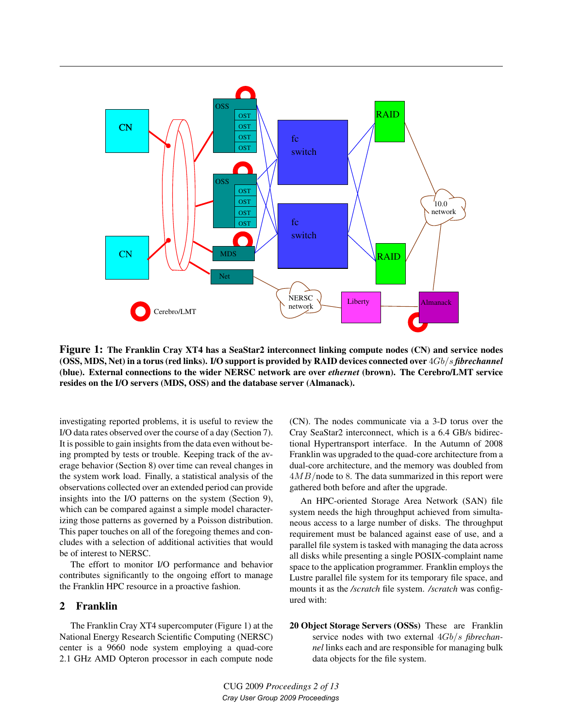**Figure 1: The Franklin Cray XT4 has a SeaStar2 interconnect linking compute nodes (CN) and service nodes (OSS, MDS, Net) in a torus (red links). I/O support is provided by RAID devices connected over $4Gb/s$ *fibrechannel* (blue). External connections to the wider NERSC network are over *ethernet* (brown). The Cerebro/LMT service resides on the I/O servers (MDS, OSS) and the database server (Almanack).**

investigating reported problems, it is useful to review the I/O data rates observed over the course of a day (Section 7). It is possible to gain insights from the data even without being prompted by tests or trouble. Keeping track of the average behavior (Section 8) over time can reveal changes in the system work load. Finally, a statistical analysis of the observations collected over an extended period can provide insights into the I/O patterns on the system (Section 9), which can be compared against a simple model characterizing those patterns as governed by a Poisson distribution. This paper touches on all of the foregoing themes and concludes with a selection of additional activities that would be of interest to NERSC.

The effort to monitor I/O performance and behavior contributes significantly to the ongoing effort to manage the Franklin HPC resource in a proactive fashion.

## 2 Franklin

The Franklin Cray XT4 supercomputer (Figure 1) at the National Energy Research Scientific Computing (NERSC) center is a 9660 node system employing a quad-core 2.1 GHz AMD Opteron processor in each compute node (CN). The nodes communicate via a 3-D torus over the Cray SeaStar2 interconnect, which is a 6.4 GB/s bidirectional Hypertransport interface. In the Autumn of 2008 Franklin was upgraded to the quad-core architecture from a dual-core architecture, and the memory was doubled from $4MB$/node to 8. The data summarized in this report were gathered both before and after the upgrade.

An HPC-oriented Storage Area Network (SAN) file system needs the high throughput achieved from simultaneous access to a large number of disks. The throughput requirement must be balanced against ease of use, and a parallel file system is tasked with managing the data across all disks while presenting a single POSIX-complaint name space to the application programmer. Franklin employs the Lustre parallel file system for its temporary file space, and mounts it as the */scratch* file system. */scratch* was configured with:

**20 Object Storage Servers (OSSs)** These are Franklin service nodes with two external $4Gb/s$ *fibrechannel* links each and are responsible for managing bulk data objects for the file system.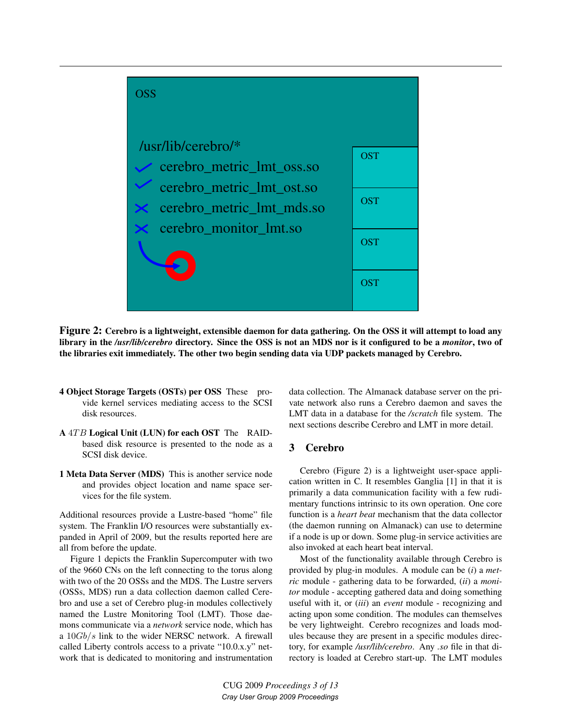Figure 2: **Cerebro is a lightweight, extensible daemon for data gathering. On the OSS it will attempt to load any library in the */usr/lib/cerebro* directory. Since the OSS is not an MDS nor is it configured to be a *monitor*, two of the libraries exit immediately. The other two begin sending data via UDP packets managed by Cerebro.**

- **4 Object Storage Targets (OSTs) per OSS** These provide kernel services mediating access to the SCSI disk resources.
- **A $4TB$ Logical Unit (LUN) for each OST** The RAID-based disk resource is presented to the node as a SCSI disk device.
- **1 Meta Data Server (MDS)** This is another service node and provides object location and name space services for the file system.

Additional resources provide a Lustre-based "home" file system. The Franklin I/O resources were substantially expanded in April of 2009, but the results reported here are all from before the update.

Figure 1 depicts the Franklin Supercomputer with two of the 9660 CNs on the left connecting to the torus along with two of the 20 OSSs and the MDS. The Lustre servers (OSSs, MDS) run a data collection daemon called Cerebro and use a set of Cerebro plug-in modules collectively named the Lustre Monitoring Tool (LMT). Those daemons communicate via a *network* service node, which has a $10Gb/s$ link to the wider NERSC network. A firewall called Liberty controls access to a private "10.0.x.y" network that is dedicated to monitoring and instrumentation data collection. The Almanack database server on the private network also runs a Cerebro daemon and saves the LMT data in a database for the */scratch* file system. The next sections describe Cerebro and LMT in more detail.

## 3 Cerebro

Cerebro (Figure 2) is a lightweight user-space application written in C. It resembles Ganglia [1] in that it is primarily a data communication facility with a few rudimentary functions intrinsic to its own operation. One core function is a *heart beat* mechanism that the data collector (the daemon running on Almanack) can use to determine if a node is up or down. Some plug-in service activities are also invoked at each heart beat interval.

Most of the functionality available through Cerebro is provided by plug-in modules. A module can be (*i*) a *metric* module - gathering data to be forwarded, (*ii*) a *monitor* module - accepting gathered data and doing something useful with it, or (*iii*) an *event* module - recognizing and acting upon some condition. The modules can themselves be very lightweight. Cerebro recognizes and loads modules because they are present in a specific modules directory, for example */usr/lib/cerebro*. Any *.so* file in that directory is loaded at Cerebro start-up. The LMT modules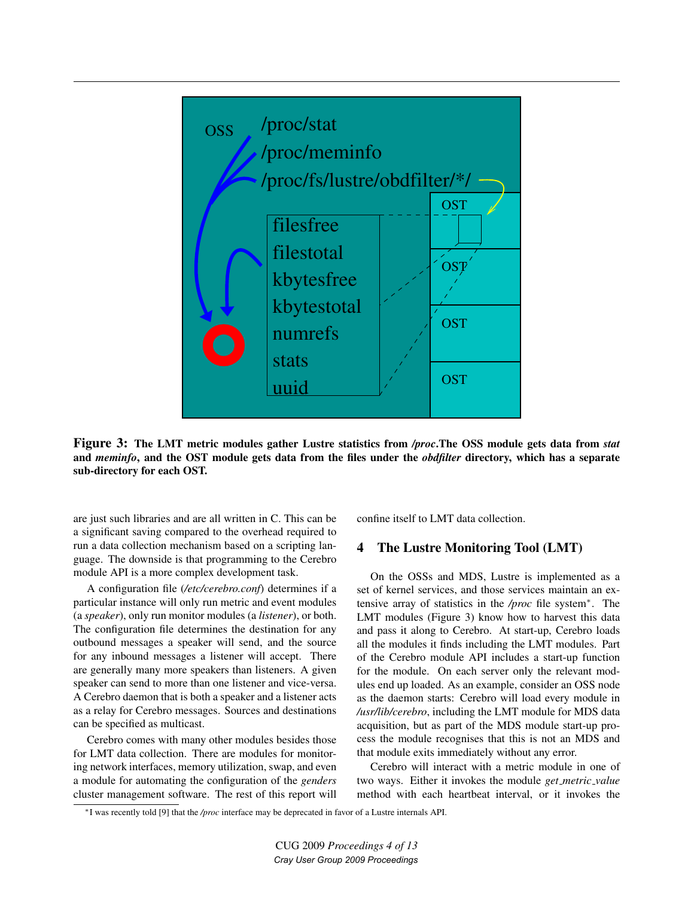**Figure 3: The LMT metric modules gather Lustre statistics from */proc*.The OSS module gets data from *stat* and *meminfo*, and the OST module gets data from the files under the *obdfilter* directory, which has a separate sub-directory for each OST.**

are just such libraries and are all written in C. This can be a significant saving compared to the overhead required to run a data collection mechanism based on a scripting language. The downside is that programming to the Cerebro module API is a more complex development task.

A configuration file (*/etc/cerebro.conf*) determines if a particular instance will only run metric and event modules (a *speaker*), only run monitor modules (a *listener*), or both. The configuration file determines the destination for any outbound messages a speaker will send, and the source for any inbound messages a listener will accept. There are generally many more speakers than listeners. A given speaker can send to more than one listener and vice-versa. A Cerebro daemon that is both a speaker and a listener acts as a relay for Cerebro messages. Sources and destinations can be specified as multicast.

Cerebro comes with many other modules besides those for LMT data collection. There are modules for monitoring network interfaces, memory utilization, swap, and even a module for automating the configuration of the *genders* cluster management software. The rest of this report will confine itself to LMT data collection.

## 4 The Lustre Monitoring Tool (LMT)

On the OSSs and MDS, Lustre is implemented as a set of kernel services, and those services maintain an extensive array of statistics in the */proc* file system*. The LMT modules (Figure 3) know how to harvest this data and pass it along to Cerebro. At start-up, Cerebro loads all the modules it finds including the LMT modules. Part of the Cerebro module API includes a start-up function for the module. On each server only the relevant modules end up loaded. As an example, consider an OSS node as the daemon starts: Cerebro will load every module in */usr/lib/cerebro*, including the LMT module for MDS data acquisition, but as part of the MDS module start-up process the module recognises that this is not an MDS and that module exits immediately without any error.

Cerebro will interact with a metric module in one of two ways. Either it invokes the module *get_metric_value* method with each heartbeat interval, or it invokes the

*I was recently told [9] that the */proc* interface may be deprecated in favor of a Lustre internals API.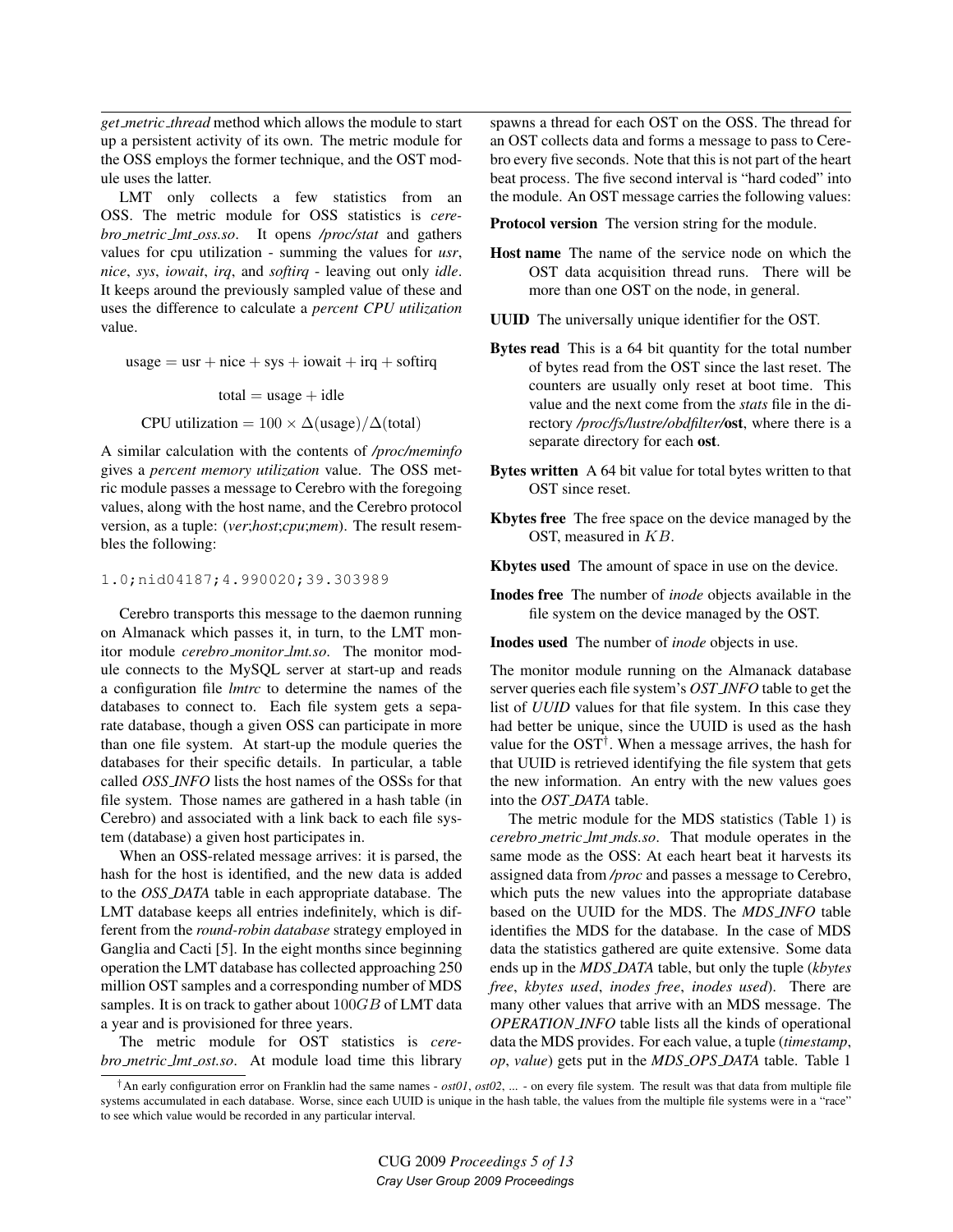*get_metric_thread* method which allows the module to start up a persistent activity of its own. The metric module for the OSS employs the former technique, and the OST module uses the latter.

LMT only collects a few statistics from an OSS. The metric module for OSS statistics is *cerebro_metric_lmt_oss.so*. It opens */proc/stat* and gathers values for cpu utilization - summing the values for *usr*, *nice*, *sys*, *iowait*, *irq*, and *softirq* - leaving out only *idle*. It keeps around the previously sampled value of these and uses the difference to calculate a *percent CPU utilization* value.

$$\text{usage} = \text{usr} + \text{nice} + \text{sys} + \text{iowait} + \text{irq} + \text{softirq}$$

$$\text{total} = \text{usage} + \text{idle}$$

$$\text{CPU utilization} = 100 \times \Delta(\text{usage})/\Delta(\text{total})$$

A similar calculation with the contents of */proc/meminfo* gives a *percent memory utilization* value. The OSS metric module passes a message to Cerebro with the foregoing values, along with the host name, and the Cerebro protocol version, as a tuple: (*ver*;*host*;*cpu*;*mem*). The result resembles the following:

```
1.0;nid04187;4.990020;39.303989
```

Cerebro transports this message to the daemon running on Almanack which passes it, in turn, to the LMT monitor module *cerebro_monitor_lmt.so*. The monitor module connects to the MySQL server at start-up and reads a configuration file *lmtrc* to determine the names of the databases to connect to. Each file system gets a separate database, though a given OSS can participate in more than one file system. At start-up the module queries the databases for their specific details. In particular, a table called *OSS_INFO* lists the host names of the OSSs for that file system. Those names are gathered in a hash table (in Cerebro) and associated with a link back to each file system (database) a given host participates in.

When an OSS-related message arrives: it is parsed, the hash for the host is identified, and the new data is added to the *OSS_DATA* table in each appropriate database. The LMT database keeps all entries indefinitely, which is different from the *round-robin database* strategy employed in Ganglia and Cacti [5]. In the eight months since beginning operation the LMT database has collected approaching 250 million OST samples and a corresponding number of MDS samples. It is on track to gather about $100GB$ of LMT data a year and is provisioned for three years.

The metric module for OST statistics is *cerebro_metric_lmt_ost.so*. At module load time this library spawns a thread for each OST on the OSS. The thread for an OST collects data and forms a message to pass to Cerebro every five seconds. Note that this is not part of the heart beat process. The five second interval is "hard coded" into the module. An OST message carries the following values:

**Protocol version** The version string for the module.

**Host name** The name of the service node on which the OST data acquisition thread runs. There will be more than one OST on the node, in general.

**UUID** The universally unique identifier for the OST.

**Bytes read** This is a 64 bit quantity for the total number of bytes read from the OST since the last reset. The counters are usually only reset at boot time. This value and the next come from the *stats* file in the directory */proc/fs/lustre/obdfilter/***ost**, where there is a separate directory for each **ost**.

**Bytes written** A 64 bit value for total bytes written to that OST since reset.

**Kbytes free** The free space on the device managed by the OST, measured in $KB$.

**Kbytes used** The amount of space in use on the device.

**Inodes free** The number of *inode* objects available in the file system on the device managed by the OST.

**Inodes used** The number of *inode* objects in use.

The monitor module running on the Almanack database server queries each file system's *OST_INFO* table to get the list of *UUID* values for that file system. In this case they had better be unique, since the UUID is used as the hash value for the OST[†]. When a message arrives, the hash for that UUID is retrieved identifying the file system that gets the new information. An entry with the new values goes into the *OST_DATA* table.

The metric module for the MDS statistics (Table 1) is *cerebro_metric_lmt_mds.so*. That module operates in the same mode as the OSS: At each heart beat it harvests its assigned data from */proc* and passes a message to Cerebro, which puts the new values into the appropriate database based on the UUID for the MDS. The *MDS_INFO* table identifies the MDS for the database. In the case of MDS data the statistics gathered are quite extensive. Some data ends up in the *MDS_DATA* table, but only the tuple (*kbytes free*, *kbytes used*, *inodes free*, *inodes used*). There are many other values that arrive with an MDS message. The *OPERATION_INFO* table lists all the kinds of operational data the MDS provides. For each value, a tuple (*timestamp*, *op*, *value*) gets put in the *MDS_OPS_DATA* table. Table 1

[†] An early configuration error on Franklin had the same names - *ost01*, *ost02*, ... - on every file system. The result was that data from multiple file systems accumulated in each database. Worse, since each UUID is unique in the hash table, the values from the multiple file systems were in a "race" to see which value would be recorded in any particular interval.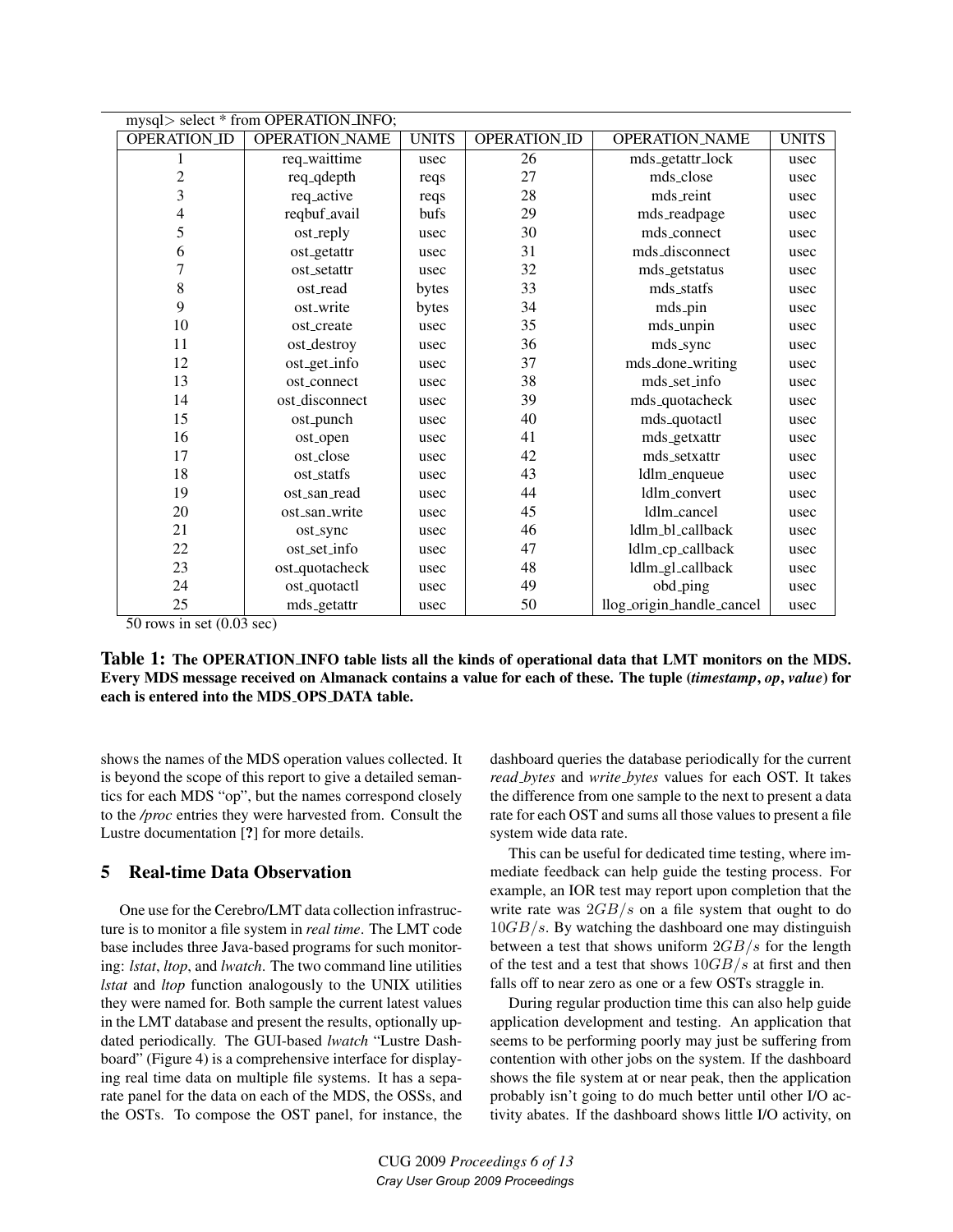mysql> select * from OPERATION_INFO;

| OPERATION_ID | OPERATION_NAME | UNITS | OPERATION_ID | OPERATION_NAME | UNITS |
|---|---|---|---|---|---|
| 1 | req_waittime | usec | 26 | mds_getattr_lock | usec |
| 2 | req_qdepth | reqs | 27 | mds_close | usec |
| 3 | req_active | reqs | 28 | mds_reint | usec |
| 4 | reqbuf_avail | bufs | 29 | mds_readpage | usec |
| 5 | ost_reply | usec | 30 | mds_connect | usec |
| 6 | ost_getattr | usec | 31 | mds_disconnect | usec |
| 7 | ost_setattr | usec | 32 | mds_getstatus | usec |
| 8 | ost_read | bytes | 33 | mds_statfs | usec |
| 9 | ost_write | bytes | 34 | mds_pin | usec |
| 10 | ost_create | usec | 35 | mds_unpin | usec |
| 11 | ost_destroy | usec | 36 | mds_sync | usec |
| 12 | ost_get_info | usec | 37 | mds_done_writing | usec |
| 13 | ost_connect | usec | 38 | mds_set_info | usec |
| 14 | ost_disconnect | usec | 39 | mds_quotacheck | usec |
| 15 | ost_punch | usec | 40 | mds_quotactl | usec |
| 16 | ost_open | usec | 41 | mds_getxattr | usec |
| 17 | ost_close | usec | 42 | mds_setxattr | usec |
| 18 | ost_statfs | usec | 43 | ldlm_enqueue | usec |
| 19 | ost_san_read | usec | 44 | ldlm_convert | usec |
| 20 | ost_san_write | usec | 45 | ldlm_cancel | usec |
| 21 | ost_sync | usec | 46 | ldlm_bl_callback | usec |
| 22 | ost_set_info | usec | 47 | ldlm_cp_callback | usec |
| 23 | ost_quotacheck | usec | 48 | ldlm_gl_callback | usec |
| 24 | ost_quotactl | usec | 49 | obd_ping | usec |
| 25 | mds_getattr | usec | 50 | llog_origin_handle_cancel | usec |

50 rows in set (0.03 sec)

**Table 1: The OPERATION_INFO table lists all the kinds of operational data that LMT monitors on the MDS. Every MDS message received on Almanack contains a value for each of these. The tuple (*timestamp*, *op*, *value*) for each is entered into the MDS_OPS_DATA table.**

shows the names of the MDS operation values collected. It is beyond the scope of this report to give a detailed semantics for each MDS "op", but the names correspond closely to the */proc* entries they were harvested from. Consult the Lustre documentation [?] for more details.

## 5 Real-time Data Observation

One use for the Cerebro/LMT data collection infrastructure is to monitor a file system in *real time*. The LMT code base includes three Java-based programs for such monitoring: *lstat*, *ltop*, and *lwatch*. The two command line utilities *lstat* and *ltop* function analogously to the UNIX utilities they were named for. Both sample the current latest values in the LMT database and present the results, optionally updated periodically. The GUI-based *lwatch* "Lustre Dashboard" (Figure 4) is a comprehensive interface for displaying real time data on multiple file systems. It has a separate panel for the data on each of the MDS, the OSSs, and the OSTs. To compose the OST panel, for instance, the dashboard queries the database periodically for the current *read_bytes* and *write_bytes* values for each OST. It takes the difference from one sample to the next to present a data rate for each OST and sums all those values to present a file system wide data rate.

This can be useful for dedicated time testing, where immediate feedback can help guide the testing process. For example, an IOR test may report upon completion that the write rate was $2GB/s$ on a file system that ought to do $10GB/s$. By watching the dashboard one may distinguish between a test that shows uniform $2GB/s$ for the length of the test and a test that shows $10GB/s$ at first and then falls off to near zero as one or a few OSTs straggle in.

During regular production time this can also help guide application development and testing. An application that seems to be performing poorly may just be suffering from contention with other jobs on the system. If the dashboard shows the file system at or near peak, then the application probably isn't going to do much better until other I/O activity abates. If the dashboard shows little I/O activity, on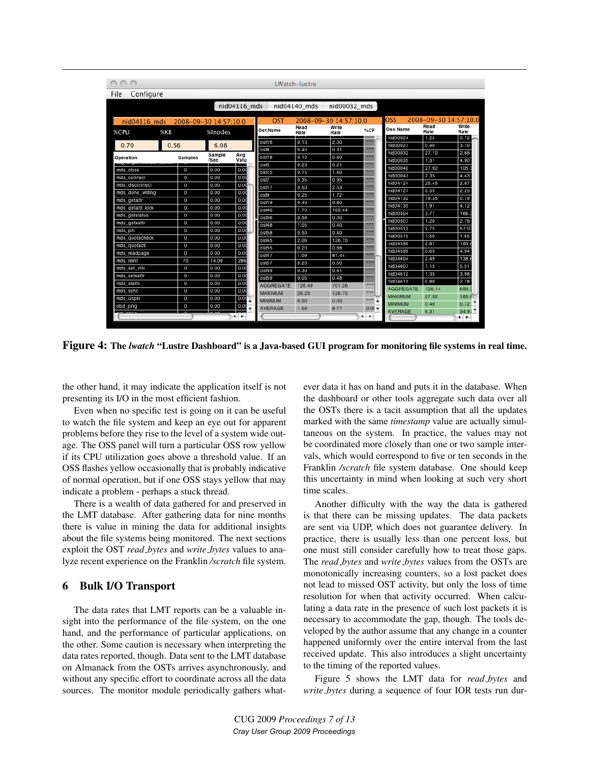Figure 4: The *lwatch* "Lustre Dashboard" is a Java-based GUI program for monitoring file systems in real time.

the other hand, it may indicate the application itself is not presenting its I/O in the most efficient fashion.

Even when no specific test is going on it can be useful to watch the file system and keep an eye out for apparent problems before they rise to the level of a system wide outage. The OSS panel will turn a particular OSS row yellow if its CPU utilization goes above a threshold value. If an OSS flashes yellow occasionally that is probably indicative of normal operation, but if one OSS stays yellow that may indicate a problem - perhaps a stuck thread.

There is a wealth of data gathered for and preserved in the LMT database. After gathering data for nine months there is value in mining the data for additional insights about the file systems being monitored. The next sections exploit the OST *read_bytes* and *write_bytes* values to analyze recent experience on the Franklin */scratch* file system.

## 6 Bulk I/O Transport

The data rates that LMT reports can be a valuable insight into the performance of the file system, on the one hand, and the performance of particular applications, on the other. Some caution is necessary when interpreting the data rates reported, though. Data sent to the LMT database on Almanack from the OSTs arrives asynchronously, and without any specific effort to coordinate across all the data sources. The monitor module periodically gathers whatever data it has on hand and puts it in the database. When the dashboard or other tools aggregate such data over all the OSTs there is a tacit assumption that all the updates marked with the same *timestamp* value are actually simultaneous on the system. In practice, the values may not be coordinated more closely than one or two sample intervals, which would correspond to five or ten seconds in the Franklin */scratch* file system database. One should keep this uncertainty in mind when looking at such very short time scales.

Another difficulty with the way the data is gathered is that there can be missing updates. The data packets are sent via UDP, which does not guarantee delivery. In practice, there is usually less than one percent loss, but one must still consider carefully how to treat those gaps. The *read_bytes* and *write_bytes* values from the OSTs are monotonically increasing counters, so a lost packet does not lead to missed OST activity, but only the loss of time resolution for when that activity occurred. When calculating a data rate in the presence of such lost packets it is necessary to accommodate the gap, though. The tools developed by the author assume that any change in a counter happened uniformly over the entire interval from the last received update. This also introduces a slight uncertainty to the timing of the reported values.

Figure 5 shows the LMT data for *read_bytes* and *write_bytes* during a sequence of four IOR tests run dur-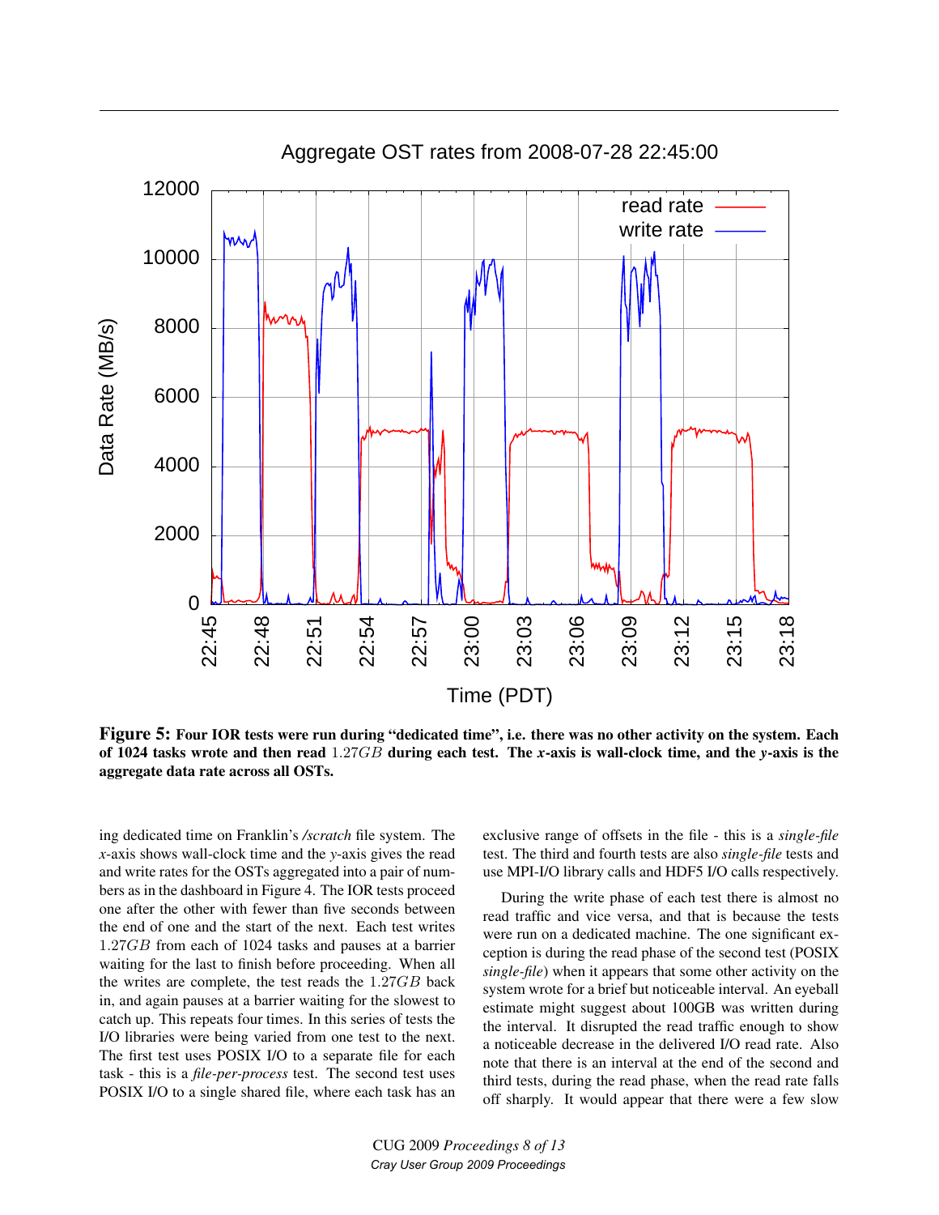**Figure 5: Four IOR tests were run during "dedicated time", i.e. there was no other activity on the system. Each of 1024 tasks wrote and then read $1.27GB$ during each test. The *x*-axis is wall-clock time, and the *y*-axis is the aggregate data rate across all OSTs.**

ing dedicated time on Franklin's */scratch* file system. The $x$-axis shows wall-clock time and the $y$-axis gives the read and write rates for the OSTs aggregated into a pair of numbers as in the dashboard in Figure 4. The IOR tests proceed one after the other with fewer than five seconds between the end of one and the start of the next. Each test writes $1.27GB$ from each of 1024 tasks and pauses at a barrier waiting for the last to finish before proceeding. When all the writes are complete, the test reads the $1.27GB$ back in, and again pauses at a barrier waiting for the slowest to catch up. This repeats four times. In this series of tests the I/O libraries were being varied from one test to the next. The first test uses POSIX I/O to a separate file for each task - this is a *file-per-process* test. The second test uses POSIX I/O to a single shared file, where each task has an exclusive range of offsets in the file - this is a *single-file* test. The third and fourth tests are also *single-file* tests and use MPI-I/O library calls and HDF5 I/O calls respectively.

During the write phase of each test there is almost no read traffic and vice versa, and that is because the tests were run on a dedicated machine. The one significant exception is during the read phase of the second test (POSIX *single-file*) when it appears that some other activity on the system wrote for a brief but noticeable interval. An eyeball estimate might suggest about 100GB was written during the interval. It disrupted the read traffic enough to show a noticeable decrease in the delivered I/O read rate. Also note that there is an interval at the end of the second and third tests, during the read phase, when the read rate falls off sharply. It would appear that there were a few slow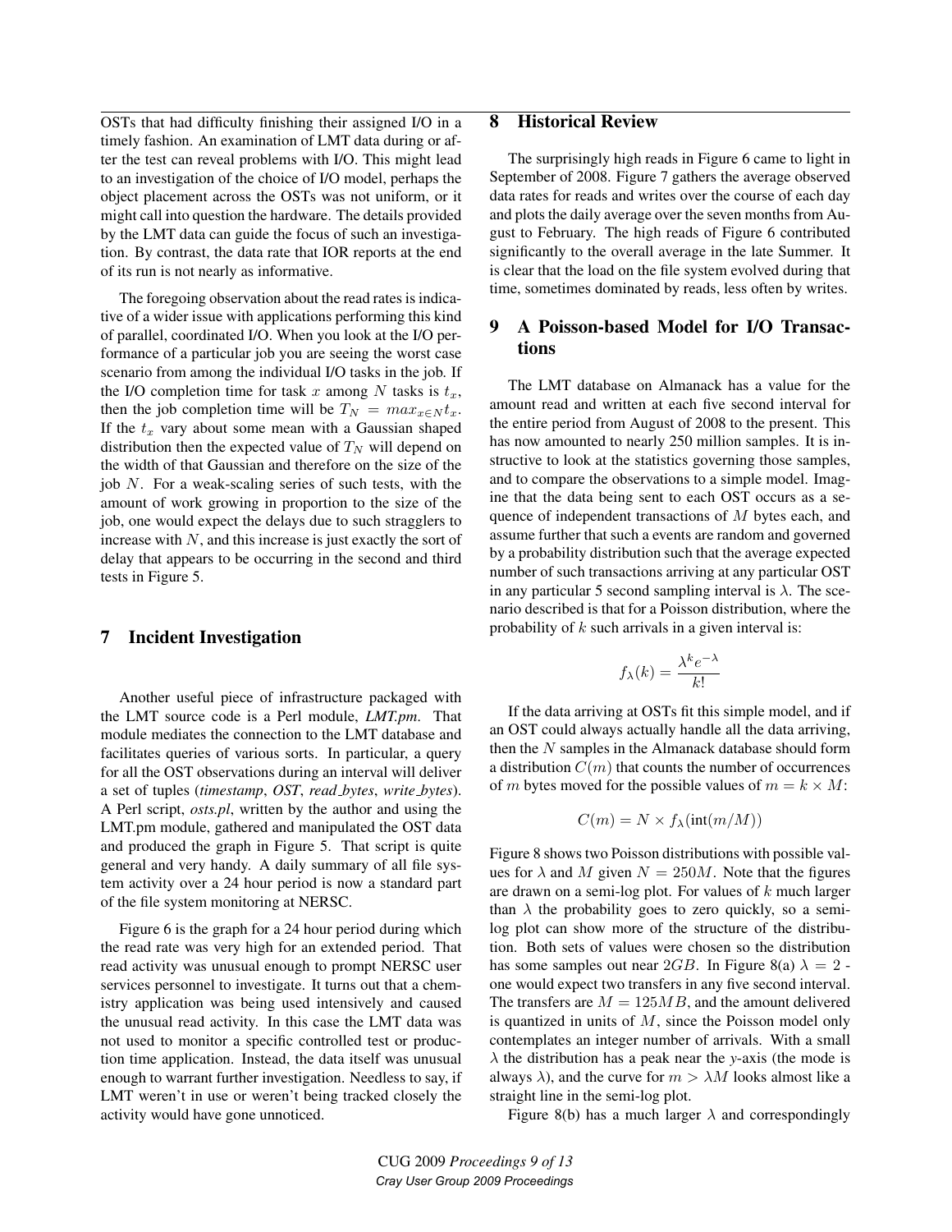OSTs that had difficulty finishing their assigned I/O in a timely fashion. An examination of LMT data during or after the test can reveal problems with I/O. This might lead to an investigation of the choice of I/O model, perhaps the object placement across the OSTs was not uniform, or it might call into question the hardware. The details provided by the LMT data can guide the focus of such an investigation. By contrast, the data rate that IOR reports at the end of its run is not nearly as informative.

The foregoing observation about the read rates is indicative of a wider issue with applications performing this kind of parallel, coordinated I/O. When you look at the I/O performance of a particular job you are seeing the worst case scenario from among the individual I/O tasks in the job. If the I/O completion time for task $x$ among $N$ tasks is $t_x$, then the job completion time will be $T_N = max_{x \in N} t_x$. If the $t_x$ vary about some mean with a Gaussian shaped distribution then the expected value of $T_N$ will depend on the width of that Gaussian and therefore on the size of the job $N$. For a weak-scaling series of such tests, with the amount of work growing in proportion to the size of the job, one would expect the delays due to such stragglers to increase with $N$, and this increase is just exactly the sort of delay that appears to be occurring in the second and third tests in Figure 5.

## 7 Incident Investigation

Another useful piece of infrastructure packaged with the LMT source code is a Perl module, *LMT.pm*. That module mediates the connection to the LMT database and facilitates queries of various sorts. In particular, a query for all the OST observations during an interval will deliver a set of tuples (*timestamp*, *OST*, *read_bytes*, *write_bytes*). A Perl script, *osts.pl*, written by the author and using the LMT.pm module, gathered and manipulated the OST data and produced the graph in Figure 5. That script is quite general and very handy. A daily summary of all file system activity over a 24 hour period is now a standard part of the file system monitoring at NERSC.

Figure 6 is the graph for a 24 hour period during which the read rate was very high for an extended period. That read activity was unusual enough to prompt NERSC user services personnel to investigate. It turns out that a chemistry application was being used intensively and caused the unusual read activity. In this case the LMT data was not used to monitor a specific controlled test or production time application. Instead, the data itself was unusual enough to warrant further investigation. Needless to say, if LMT weren't in use or weren't being tracked closely the activity would have gone unnoticed.

## 8 Historical Review

The surprisingly high reads in Figure 6 came to light in September of 2008. Figure 7 gathers the average observed data rates for reads and writes over the course of each day and plots the daily average over the seven months from August to February. The high reads of Figure 6 contributed significantly to the overall average in the late Summer. It is clear that the load on the file system evolved during that time, sometimes dominated by reads, less often by writes.

## 9 A Poisson-based Model for I/O Transactions

The LMT database on Almanack has a value for the amount read and written at each five second interval for the entire period from August of 2008 to the present. This has now amounted to nearly 250 million samples. It is instructive to look at the statistics governing those samples, and to compare the observations to a simple model. Imagine that the data being sent to each OST occurs as a sequence of independent transactions of $M$ bytes each, and assume further that such a events are random and governed by a probability distribution such that the average expected number of such transactions arriving at any particular OST in any particular 5 second sampling interval is $\lambda$. The scenario described is that for a Poisson distribution, where the probability of $k$ such arrivals in a given interval is:

$$f_\lambda(k) = \frac{\lambda^k e^{-\lambda}}{k!}$$

If the data arriving at OSTs fit this simple model, and if an OST could always actually handle all the data arriving, then the $N$ samples in the Almanack database should form a distribution $C(m)$ that counts the number of occurrences of $m$ bytes moved for the possible values of $m = k \times M$:

$$C(m) = N \times f_\lambda(\text{int}(m/M))$$

Figure 8 shows two Poisson distributions with possible values for $\lambda$ and $M$ given $N = 250M$. Note that the figures are drawn on a semi-log plot. For values of $k$ much larger than $\lambda$ the probability goes to zero quickly, so a semi-log plot can show more of the structure of the distribution. Both sets of values were chosen so the distribution has some samples out near $2GB$. In Figure 8(a) $\lambda = 2$ - one would expect two transfers in any five second interval. The transfers are $M = 125MB$, and the amount delivered is quantized in units of $M$, since the Poisson model only contemplates an integer number of arrivals. With a small $\lambda$ the distribution has a peak near the $y$-axis (the mode is always $\lambda$), and the curve for $m > \lambda M$ looks almost like a straight line in the semi-log plot.

Figure 8(b) has a much larger $\lambda$ and correspondingly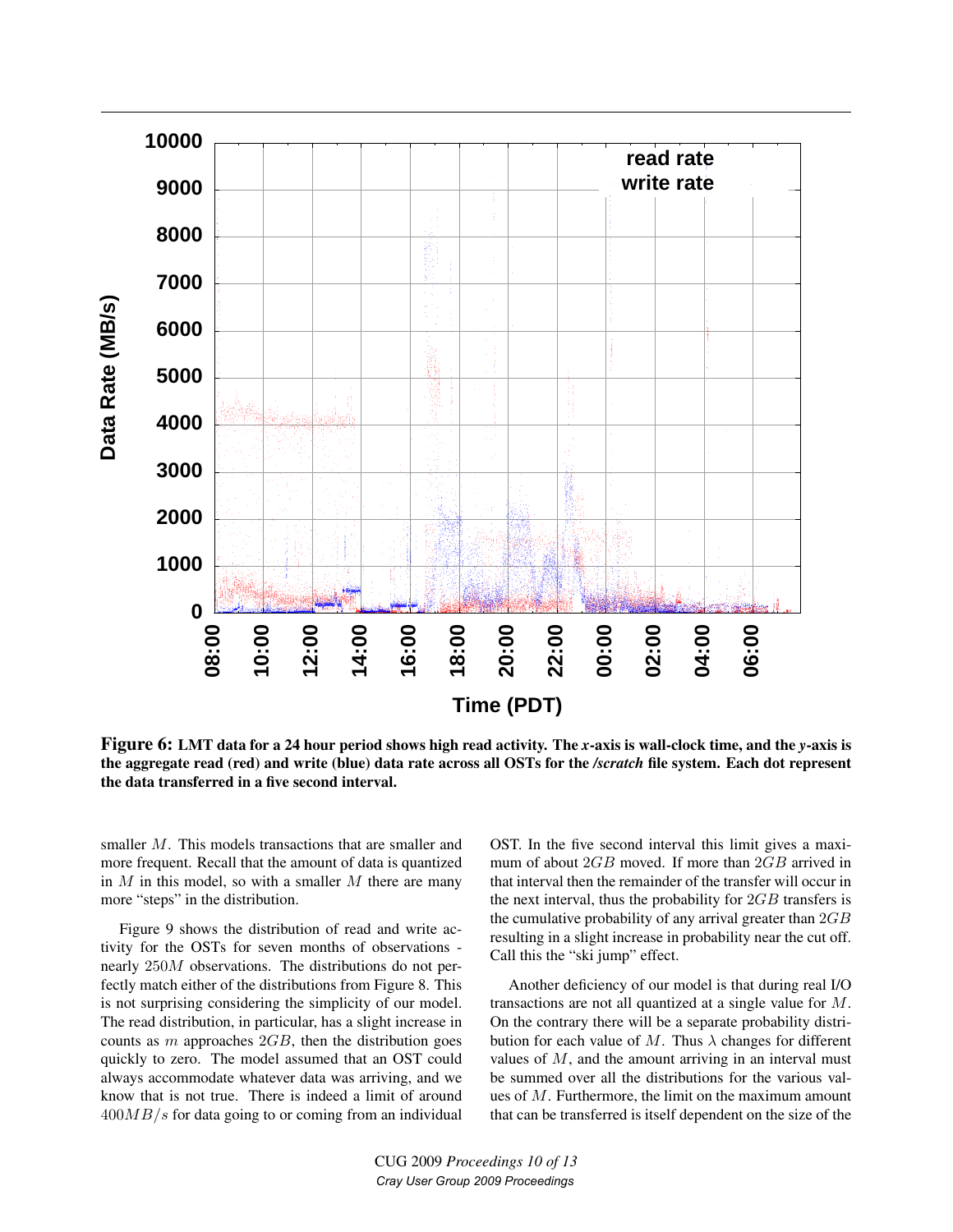**Figure 6: LMT data for a 24 hour period shows high read activity. The *x*-axis is wall-clock time, and the *y*-axis is the aggregate read (red) and write (blue) data rate across all OSTs for the */scratch* file system. Each dot represent the data transferred in a five second interval.**

smaller $M$. This models transactions that are smaller and more frequent. Recall that the amount of data is quantized in $M$ in this model, so with a smaller $M$ there are many more "steps" in the distribution.

Figure 9 shows the distribution of read and write activity for the OSTs for seven months of observations - nearly $250M$ observations. The distributions do not perfectly match either of the distributions from Figure 8. This is not surprising considering the simplicity of our model. The read distribution, in particular, has a slight increase in counts as $m$ approaches $2GB$, then the distribution goes quickly to zero. The model assumed that an OST could always accommodate whatever data was arriving, and we know that is not true. There is indeed a limit of around $400MB/s$ for data going to or coming from an individual OST. In the five second interval this limit gives a maximum of about $2GB$ moved. If more than $2GB$ arrived in that interval then the remainder of the transfer will occur in the next interval, thus the probability for $2GB$ transfers is the cumulative probability of any arrival greater than $2GB$ resulting in a slight increase in probability near the cut off. Call this the "ski jump" effect.

Another deficiency of our model is that during real I/O transactions are not all quantized at a single value for $M$. On the contrary there will be a separate probability distribution for each value of $M$. Thus $\lambda$ changes for different values of $M$, and the amount arriving in an interval must be summed over all the distributions for the various values of $M$. Furthermore, the limit on the maximum amount that can be transferred is itself dependent on the size of the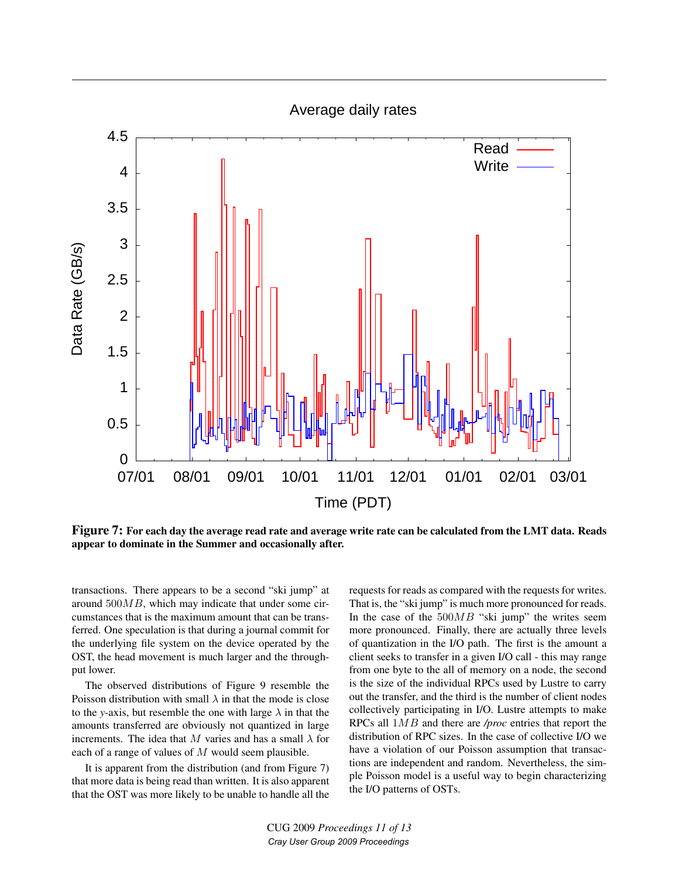**Figure 7: For each day the average read rate and average write rate can be calculated from the LMT data. Reads appear to dominate in the Summer and occasionally after.**

transactions. There appears to be a second "ski jump" at around $500MB$, which may indicate that under some circumstances that is the maximum amount that can be transferred. One speculation is that during a journal commit for the underlying file system on the device operated by the OST, the head movement is much larger and the throughput lower.

The observed distributions of Figure 9 resemble the Poisson distribution with small $\lambda$ in that the mode is close to the *y*-axis, but resemble the one with large $\lambda$ in that the amounts transferred are obviously not quantized in large increments. The idea that $M$ varies and has a small $\lambda$ for each of a range of values of $M$ would seem plausible.

It is apparent from the distribution (and from Figure 7) that more data is being read than written. It is also apparent that the OST was more likely to be unable to handle all the requests for reads as compared with the requests for writes. That is, the "ski jump" is much more pronounced for reads. In the case of the $500MB$ "ski jump" the writes seem more pronounced. Finally, there are actually three levels of quantization in the I/O path. The first is the amount a client seeks to transfer in a given I/O call - this may range from one byte to the all of memory on a node, the second is the size of the individual RPCs used by Lustre to carry out the transfer, and the third is the number of client nodes collectively participating in I/O. Lustre attempts to make RPCs all $1MB$ and there are */proc* entries that report the distribution of RPC sizes. In the case of collective I/O we have a violation of our Poisson assumption that transactions are independent and random. Nevertheless, the simple Poisson model is a useful way to begin characterizing the I/O patterns of OSTs.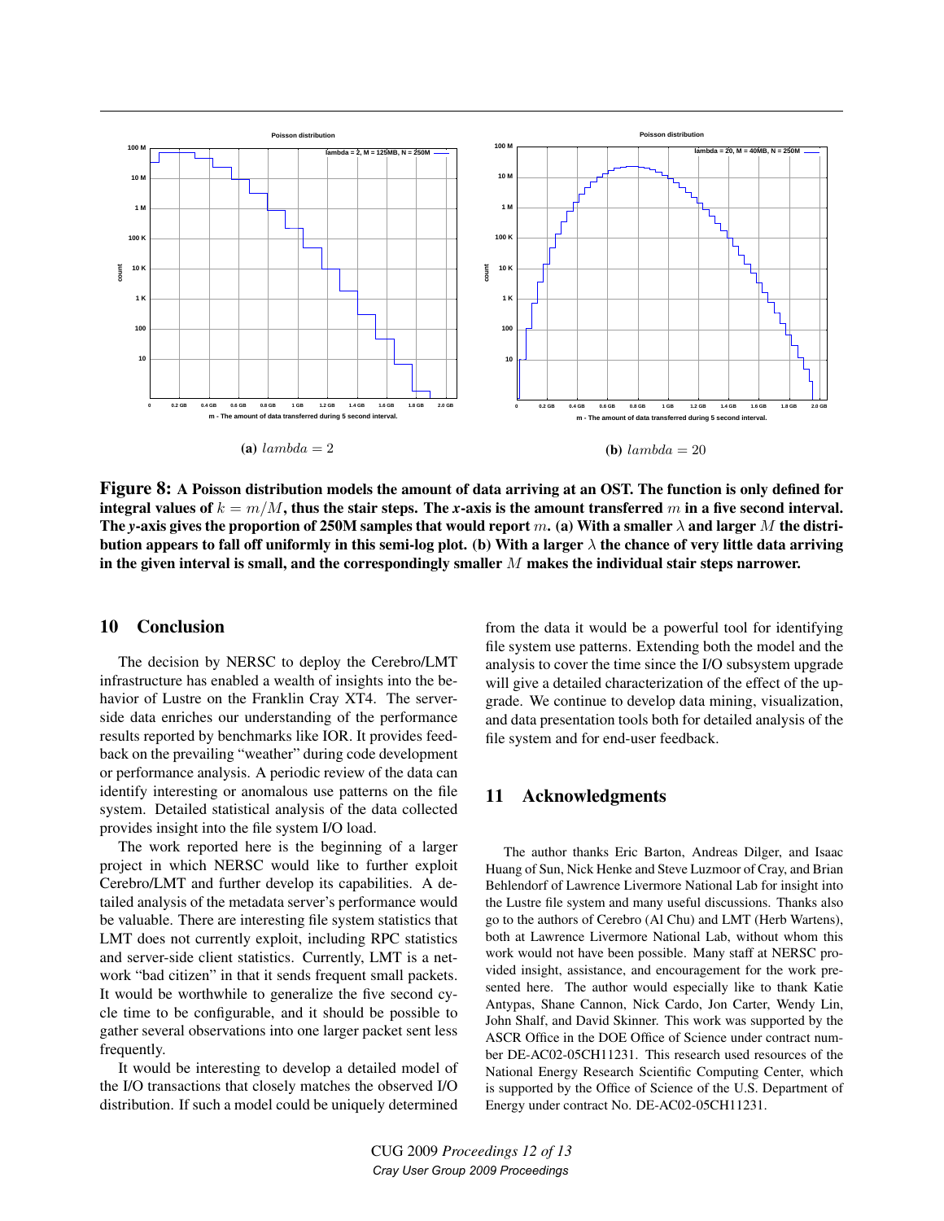(a) $lambda = 2$

(b) $lambda = 20$

**Figure 8: A Poisson distribution models the amount of data arriving at an OST. The function is only defined for integral values of $k = m/M$, thus the stair steps. The *x*-axis is the amount transferred $m$ in a five second interval. The *y*-axis gives the proportion of 250M samples that would report $m$. (a) With a smaller $\lambda$ and larger $M$ the distribution appears to fall off uniformly in this semi-log plot. (b) With a larger $\lambda$ the chance of very little data arriving in the given interval is small, and the correspondingly smaller $M$ makes the individual stair steps narrower.**

## 10 Conclusion

The decision by NERSC to deploy the Cerebro/LMT infrastructure has enabled a wealth of insights into the behavior of Lustre on the Franklin Cray XT4. The server-side data enriches our understanding of the performance results reported by benchmarks like IOR. It provides feedback on the prevailing "weather" during code development or performance analysis. A periodic review of the data can identify interesting or anomalous use patterns on the file system. Detailed statistical analysis of the data collected provides insight into the file system I/O load.

The work reported here is the beginning of a larger project in which NERSC would like to further exploit Cerebro/LMT and further develop its capabilities. A detailed analysis of the metadata server's performance would be valuable. There are interesting file system statistics that LMT does not currently exploit, including RPC statistics and server-side client statistics. Currently, LMT is a network "bad citizen" in that it sends frequent small packets. It would be worthwhile to generalize the five second cycle time to be configurable, and it should be possible to gather several observations into one larger packet sent less frequently.

It would be interesting to develop a detailed model of the I/O transactions that closely matches the observed I/O distribution. If such a model could be uniquely determined from the data it would be a powerful tool for identifying file system use patterns. Extending both the model and the analysis to cover the time since the I/O subsystem upgrade will give a detailed characterization of the effect of the upgrade. We continue to develop data mining, visualization, and data presentation tools both for detailed analysis of the file system and for end-user feedback.

## 11 Acknowledgments

The author thanks Eric Barton, Andreas Dilger, and Isaac Huang of Sun, Nick Henke and Steve Luzmoor of Cray, and Brian Behlendorf of Lawrence Livermore National Lab for insight into the Lustre file system and many useful discussions. Thanks also go to the authors of Cerebro (Al Chu) and LMT (Herb Wartens), both at Lawrence Livermore National Lab, without whom this work would not have been possible. Many staff at NERSC provided insight, assistance, and encouragement for the work presented here. The author would especially like to thank Katie Antypas, Shane Cannon, Nick Cardo, Jon Carter, Wendy Lin, John Shalf, and David Skinner. This work was supported by the ASCR Office in the DOE Office of Science under contract number DE-AC02-05CH11231. This research used resources of the National Energy Research Scientific Computing Center, which is supported by the Office of Science of the U.S. Department of Energy under contract No. DE-AC02-05CH11231.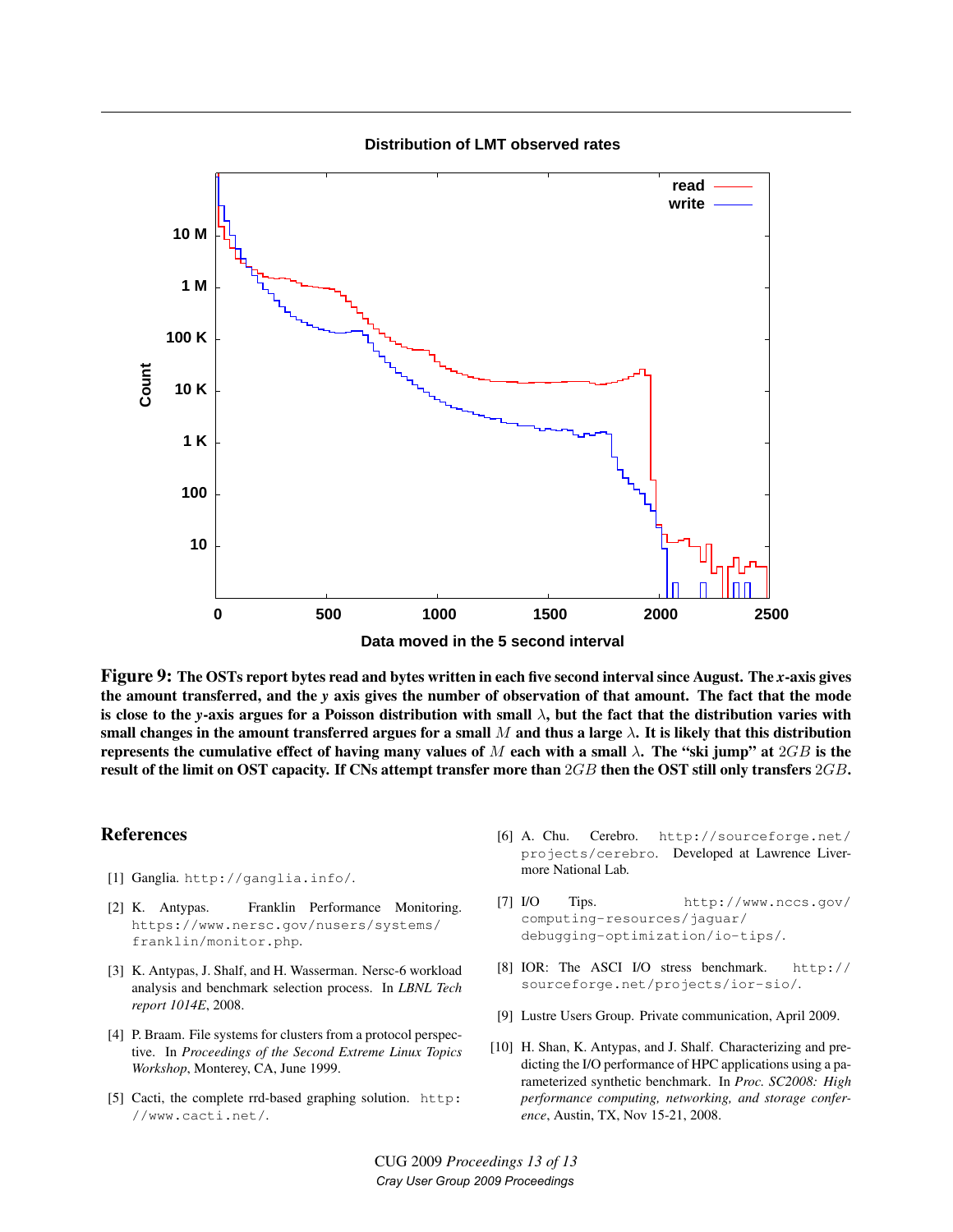**Figure 9: The OSTs report bytes read and bytes written in each five second interval since August. The *x*-axis gives the amount transferred, and the *y* axis gives the number of observation of that amount. The fact that the mode is close to the *y*-axis argues for a Poisson distribution with small $\lambda$, but the fact that the distribution varies with small changes in the amount transferred argues for a small $M$ and thus a large $\lambda$. It is likely that this distribution represents the cumulative effect of having many values of $M$ each with a small $\lambda$. The "ski jump" at $2GB$ is the result of the limit on OST capacity. If CNs attempt transfer more than $2GB$ then the OST still only transfers $2GB$.**

## References

[1] Ganglia. `http://ganglia.info/`.

[2] K. Antypas. Franklin Performance Monitoring. `https://www.nersc.gov/nusers/systems/franklin/monitor.php`.

[3] K. Antypas, J. Shalf, and H. Wasserman. Nersc-6 workload analysis and benchmark selection process. In *LBNL Tech report 1014E*, 2008.

[4] P. Braam. File systems for clusters from a protocol perspective. In *Proceedings of the Second Extreme Linux Topics Workshop*, Monterey, CA, June 1999.

[5] Cacti, the complete rrd-based graphing solution. `http://www.cacti.net/`.

[6] A. Chu. Cerebro. `http://sourceforge.net/projects/cerebro`. Developed at Lawrence Livermore National Lab.

[7] I/O Tips. `http://www.nccs.gov/computing-resources/jaguar/debugging-optimization/io-tips/`.

[8] IOR: The ASCI I/O stress benchmark. `http://sourceforge.net/projects/ior-sio/`.

[9] Lustre Users Group. Private communication, April 2009.

[10] H. Shan, K. Antypas, and J. Shalf. Characterizing and predicting the I/O performance of HPC applications using a parameterized synthetic benchmark. In *Proc. SC2008: High performance computing, networking, and storage conference*, Austin, TX, Nov 15-21, 2008.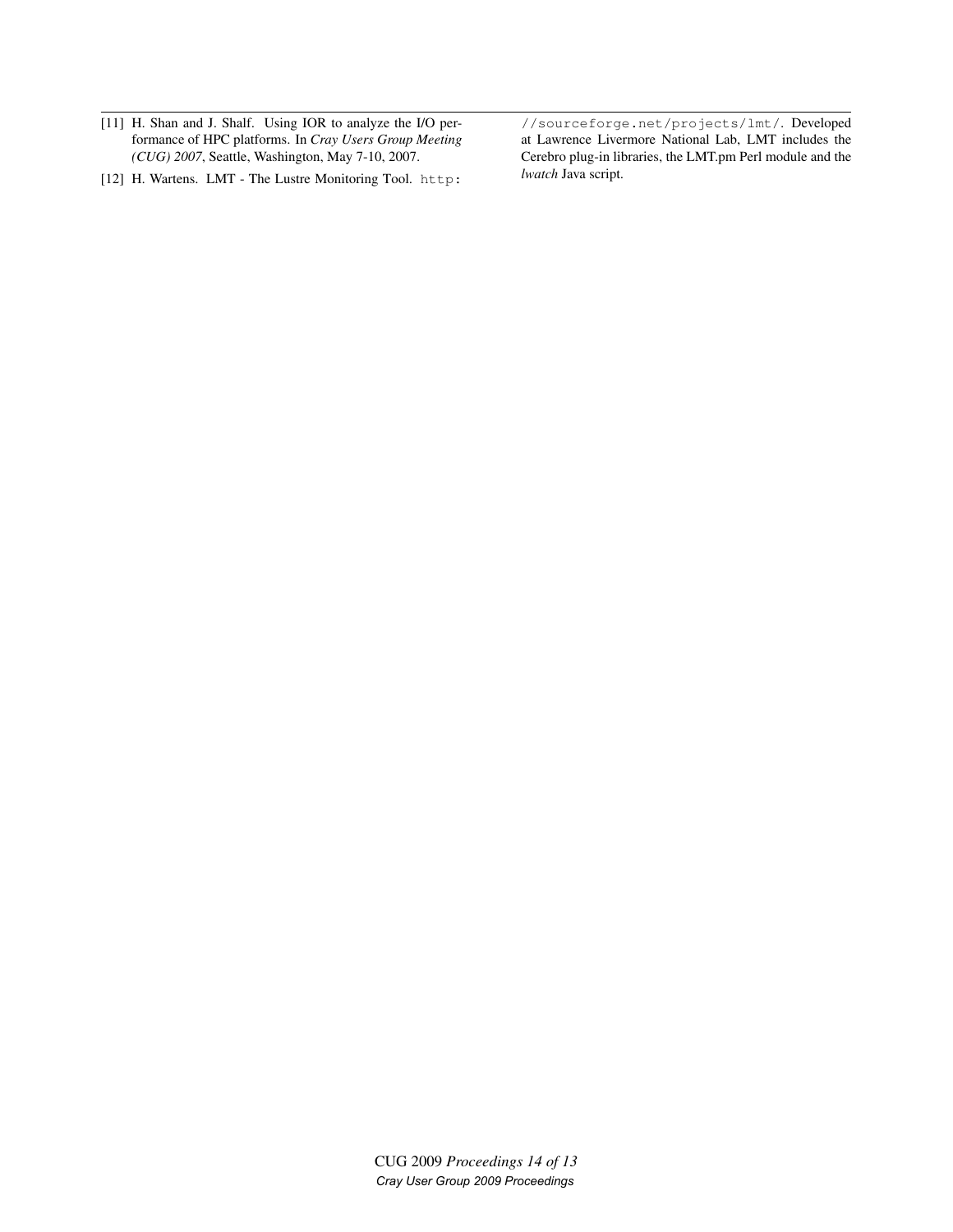[11] H. Shan and J. Shalf. Using IOR to analyze the I/O performance of HPC platforms. In *Cray Users Group Meeting (CUG) 2007*, Seattle, Washington, May 7-10, 2007.

[12] H. Wartens. LMT - The Lustre Monitoring Tool. `http://sourceforge.net/projects/lmt/`. Developed at Lawrence Livermore National Lab, LMT includes the Cerebro plug-in libraries, the LMT.pm Perl module and the *lwatch* Java script.